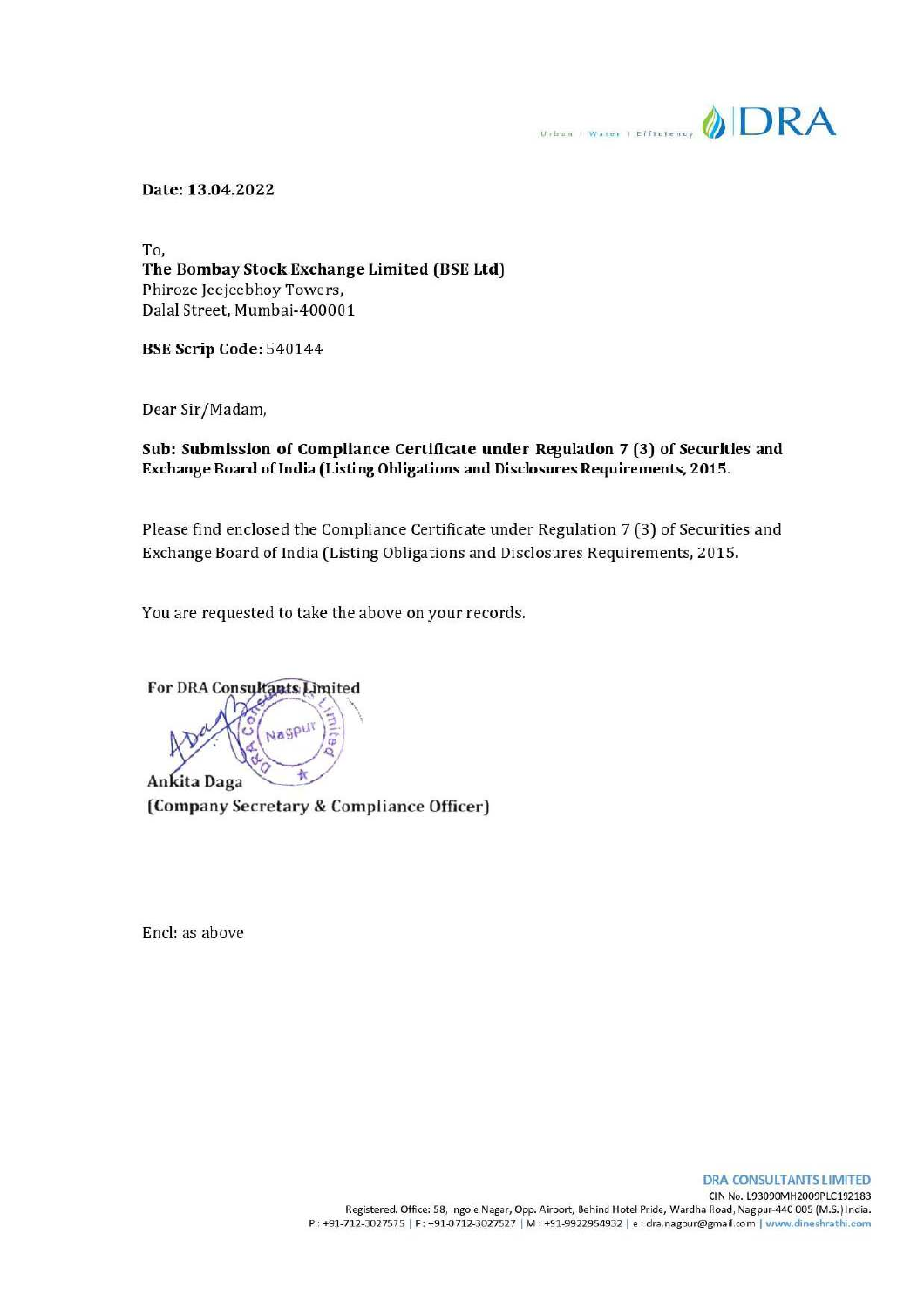Date: 13.04.2022

To,
**The Bombay Stock Exchange Limited (BSE Ltd)**
Phiroze Jeejeebhoy Towers,
Dalal Street, Mumbai-400001

**BSE Scrip Code**: 540144

Dear Sir/Madam,

**Sub: Submission of Compliance Certificate under Regulation 7 (3) of Securities and Exchange Board of India (Listing Obligations and Disclosures Requirements, 2015.**

Please find enclosed the Compliance Certificate under Regulation 7 (3) of Securities and Exchange Board of India (Listing Obligations and Disclosures Requirements, 2015.

You are requested to take the above on your records.

**For DRA Consultants Limited**

**Ankita Daga**
**(Company Secretary & Compliance Officer)**

Encl: as above

**DRA CONSULTANTS LIMITED**
CIN No. L93090MH2009PLC192183
Registered. Office: 58, Ingole Nagar, Opp. Airport, Behind Hotel Pride, Wardha Road, Nagpur-440 005 (M.S.) India.
P : +91-712-3027575 | F: +91-0712-3027527 | M : +91-9922954932 | e : dra.nagpur@gmail.com | www.dineshrathi.com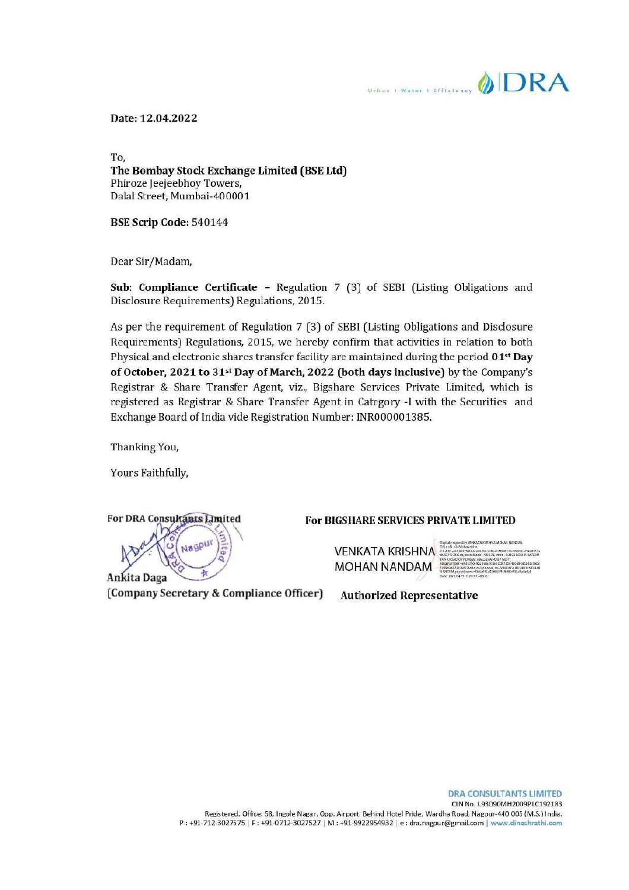Urban | Water | Efficiency DRA

Date: 12.04.2022

To,
**The Bombay Stock Exchange Limited (BSE Ltd)**
Phiroze Jeejeebhoy Towers,
Dalal Street, Mumbai-400001

**BSE Scrip Code:** 540144

Dear Sir/Madam,

**Sub: Compliance Certificate** – Regulation 7 (3) of SEBI (Listing Obligations and Disclosure Requirements) Regulations, 2015.

As per the requirement of Regulation 7 (3) of SEBI (Listing Obligations and Disclosure Requirements) Regulations, 2015, we hereby confirm that activities in relation to both Physical and electronic shares transfer facility are maintained during the period **01st Day of October, 2021 to 31st Day of March, 2022 (both days inclusive)** by the Company's Registrar & Share Transfer Agent, viz., Bigshare Services Private Limited, which is registered as Registrar & Share Transfer Agent in Category -I with the Securities and Exchange Board of India vide Registration Number: INR000001385.

Thanking You,

Yours Faithfully,

**For DRA Consultants Limited**

Ankita Daga
(Company Secretary & Compliance Officer)

**For BIGSHARE SERVICES PRIVATE LIMITED**

VENKATA KRISHNA MOHAN NANDAM

**Authorized Representative**

**DRA CONSULTANTS LIMITED**
CIN No. L93090MH2009PLC192183
Registered. Office: 58, Ingole Nagar, Opp. Airport. Behind Hotel Pride, Wardha Road, Nagpur-440 005 (M.S.) India.
P : +91-712-3027575 | F : +91-0712-3027527 | M : +91-9922954932 | e : dra.nagpur@gmail.com | www.dineshrathi.com